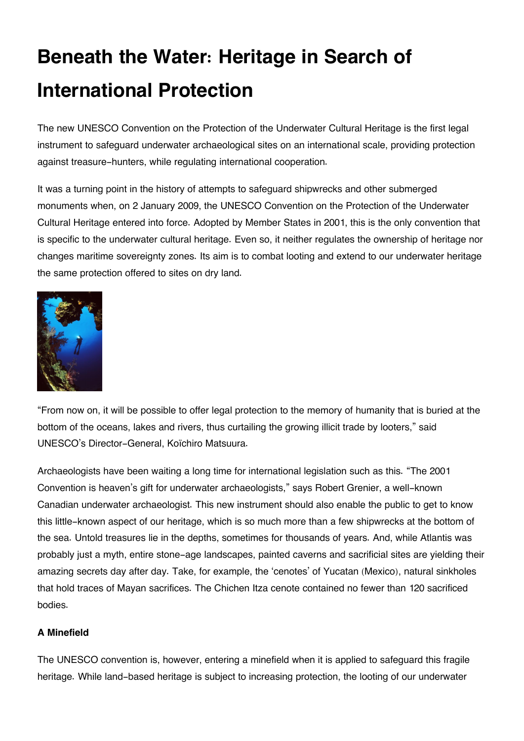# Beneath the Water: Heritage in Search of International Protection

The new UNESCO Convention on the Protection of the Underwater Cultural Heritage is the first legal instrument to safeguard underwater archaeological sites on an international scale, providing protection against treasure-hunters, while regulating international cooperation.

It was a turning point in the history of attempts to safeguard shipwrecks and other submerged monuments when, on 2 January 2009, the UNESCO Convention on the Protection of the Underwater Cultural Heritage entered into force. Adopted by Member States in 2001, this is the only convention that is specific to the underwater cultural heritage. Even so, it neither regulates the ownership of heritage nor changes maritime sovereignty zones. Its aim is to combat looting and extend to our underwater heritage the same protection offered to sites on dry land.

“From now on, it will be possible to offer legal protection to the memory of humanity that is buried at the bottom of the oceans, lakes and rivers, thus curtailing the growing illicit trade by looters,” said UNESCO’s Director-General, Koïchiro Matsuura.

Archaeologists have been waiting a long time for international legislation such as this. “The 2001 Convention is heaven’s gift for underwater archaeologists,” says Robert Grenier, a well-known Canadian underwater archaeologist. This new instrument should also enable the public to get to know this little-known aspect of our heritage, which is so much more than a few shipwrecks at the bottom of the sea. Untold treasures lie in the depths, sometimes for thousands of years. And, while Atlantis was probably just a myth, entire stone-age landscapes, painted caverns and sacrificial sites are yielding their amazing secrets day after day. Take, for example, the ‘cenotes’ of Yucatan (Mexico), natural sinkholes that hold traces of Mayan sacrifices. The Chichen Itza cenote contained no fewer than 120 sacrificed bodies.

#### A Minefield

The UNESCO convention is, however, entering a minefield when it is applied to safeguard this fragile heritage. While land-based heritage is subject to increasing protection, the looting of our underwater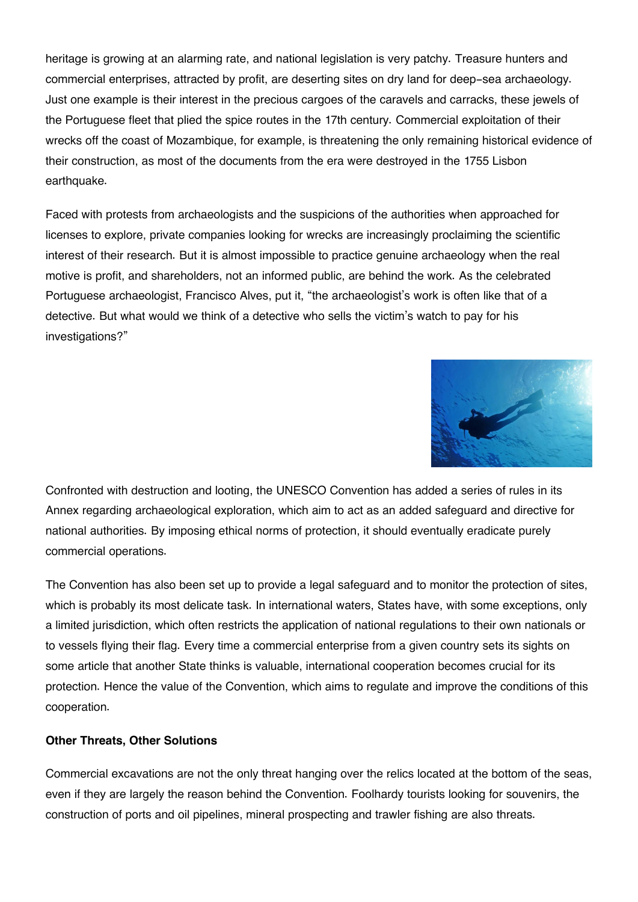heritage is growing at an alarming rate, and national legislation is very patchy. Treasure hunters and commercial enterprises, attracted by profit, are deserting sites on dry land for deep-sea archaeology. Just one example is their interest in the precious cargoes of the caravels and carracks, these jewels of the Portuguese fleet that plied the spice routes in the 17th century. Commercial exploitation of their wrecks off the coast of Mozambique, for example, is threatening the only remaining historical evidence of their construction, as most of the documents from the era were destroyed in the 1755 Lisbon earthquake.

Faced with protests from archaeologists and the suspicions of the authorities when approached for licenses to explore, private companies looking for wrecks are increasingly proclaiming the scientific interest of their research. But it is almost impossible to practice genuine archaeology when the real motive is profit, and shareholders, not an informed public, are behind the work. As the celebrated Portuguese archaeologist, Francisco Alves, put it, “the archaeologist’s work is often like that of a detective. But what would we think of a detective who sells the victim’s watch to pay for his investigations?”

Confronted with destruction and looting, the UNESCO Convention has added a series of rules in its Annex regarding archaeological exploration, which aim to act as an added safeguard and directive for national authorities. By imposing ethical norms of protection, it should eventually eradicate purely commercial operations.

The Convention has also been set up to provide a legal safeguard and to monitor the protection of sites, which is probably its most delicate task. In international waters, States have, with some exceptions, only a limited jurisdiction, which often restricts the application of national regulations to their own nationals or to vessels flying their flag. Every time a commercial enterprise from a given country sets its sights on some article that another State thinks is valuable, international cooperation becomes crucial for its protection. Hence the value of the Convention, which aims to regulate and improve the conditions of this cooperation.

**Other Threats, Other Solutions**

Commercial excavations are not the only threat hanging over the relics located at the bottom of the seas, even if they are largely the reason behind the Convention. Foolhardy tourists looking for souvenirs, the construction of ports and oil pipelines, mineral prospecting and trawler fishing are also threats.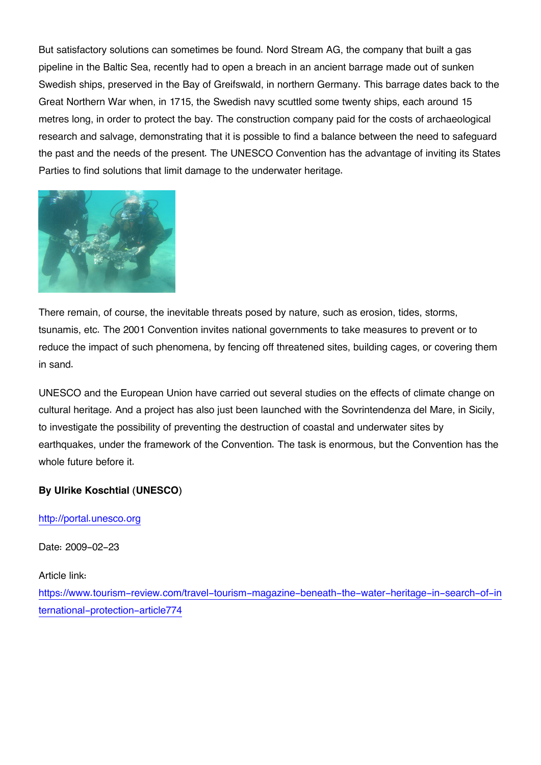But satisfactory solutions can sometimes be found. Nord Stream AG, the company that built a gas pipeline in the Baltic Sea, recently had to open a breach in an ancient barrage made out of sunken Swedish ships, preserved in the Bay of Greifswald, in northern Germany. This barrage dates back to the Great Northern War when, in 1715, the Swedish navy scuttled some twenty ships, each around 15 metres long, in order to protect the bay. The construction company paid for the costs of archaeological research and salvage, demonstrating that it is possible to find a balance between the need to safeguard the past and the needs of the present. The UNESCO Convention has the advantage of inviting its States Parties to find solutions that limit damage to the underwater heritage.

There remain, of course, the inevitable threats posed by nature, such as erosion, tides, storms, tsunamis, etc. The 2001 Convention invites national governments to take measures to prevent or to reduce the impact of such phenomena, by fencing off threatened sites, building cages, or covering them in sand.

UNESCO and the European Union have carried out several studies on the effects of climate change on cultural heritage. And a project has also just been launched with the Sovrintendenza del Mare, in Sicily, to investigate the possibility of preventing the destruction of coastal and underwater sites by earthquakes, under the framework of the Convention. The task is enormous, but the Convention has the whole future before it.

**By Ulrike Koschtial** (**UNESCO**)

http://portal.unesco.org

Date: 2009-02-23

Article link:
https://www.tourism-review.com/travel-tourism-magazine-beneath-the-water-heritage-in-search-of-international-protection-article774